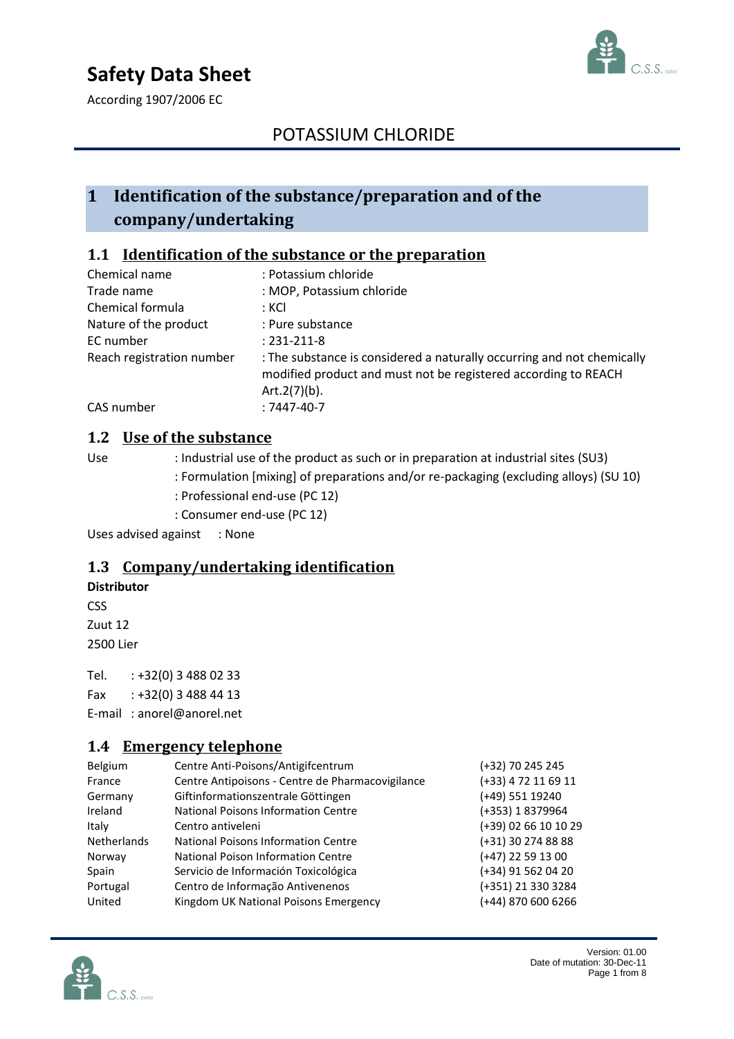# Safety Data Sheet

According 1907/2006 EC

## POTASSIUM CHLORIDE

## 1 Identification of the substance/preparation and of the company/undertaking

### 1.1 Identification of the substance or the preparation

| | |
|---|---|
| Chemical name | : Potassium chloride |
| Trade name | : MOP, Potassium chloride |
| Chemical formula | : KCl |
| Nature of the product | : Pure substance |
| EC number | : 231-211-8 |
| Reach registration number | : The substance is considered a naturally occurring and not chemically modified product and must not be registered according to REACH Art.2(7)(b). |
| CAS number | : 7447-40-7 |

### 1.2 Use of the substance

Use
: Industrial use of the product as such or in preparation at industrial sites (SU3)
: Formulation [mixing] of preparations and/or re-packaging (excluding alloys) (SU 10)
: Professional end-use (PC 12)
: Consumer end-use (PC 12)

Uses advised against : None

### 1.3 Company/undertaking identification

**Distributor**

CSS
Zuut 12
2500 Lier

Tel. : +32(0) 3 488 02 33
Fax : +32(0) 3 488 44 13
E-mail : anorel@anorel.net

### 1.4 Emergency telephone

| | | |
|---|---|---|
| Belgium | Centre Anti-Poisons/Antigifcentrum | (+32) 70 245 245 |
| France | Centre Antipoisons - Centre de Pharmacovigilance | (+33) 4 72 11 69 11 |
| Germany | Giftinformationszentrale Göttingen | (+49) 551 19240 |
| Ireland | National Poisons Information Centre | (+353) 1 8379964 |
| Italy | Centro antiveleni | (+39) 02 66 10 10 29 |
| Netherlands | National Poisons Information Centre | (+31) 30 274 88 88 |
| Norway | National Poison Information Centre | (+47) 22 59 13 00 |
| Spain | Servicio de Información Toxicológica | (+34) 91 562 04 20 |
| Portugal | Centro de Informação Antivenenos | (+351) 21 330 3284 |
| United | Kingdom UK National Poisons Emergency | (+44) 870 600 6266 |

Version: 01.00
Date of mutation: 30-Dec-11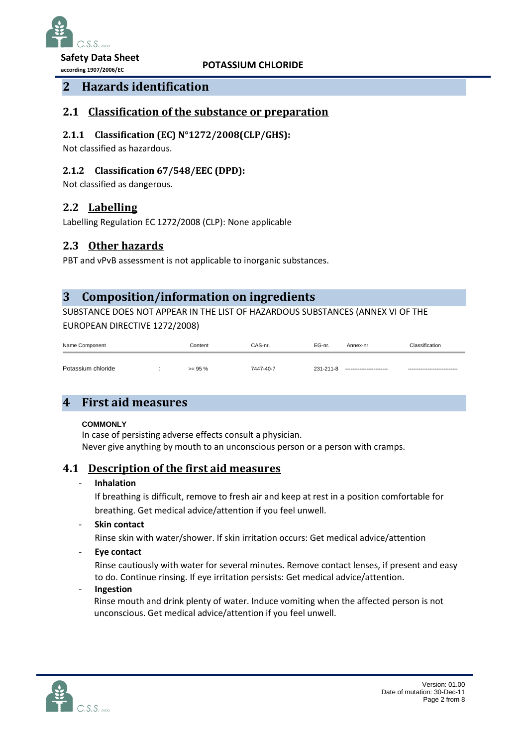## 2 Hazards identification

### 2.1 Classification of the substance or preparation

#### 2.1.1 Classification (EC) N°1272/2008(CLP/GHS):

Not classified as hazardous.

#### 2.1.2 Classification 67/548/EEC (DPD):

Not classified as dangerous.

### 2.2 Labelling

Labelling Regulation EC 1272/2008 (CLP): None applicable

### 2.3 Other hazards

PBT and vPvB assessment is not applicable to inorganic substances.

## 3 Composition/information on ingredients

SUBSTANCE DOES NOT APPEAR IN THE LIST OF HAZARDOUS SUBSTANCES (ANNEX VI OF THE EUROPEAN DIRECTIVE 1272/2008)

| Name Component | | Content | CAS-nr. | EG-nr. | Annex-nr | Classification |
|---|---|---|---|---|---|---|
| Potassium chloride | : | >= 95 % | 7447-40-7 | 231-211-8 | ------------------------ | ---------------------------- |

## 4 First aid measures

**COMMONLY**

In case of persisting adverse effects consult a physician.
Never give anything by mouth to an unconscious person or a person with cramps.

### 4.1 Description of the first aid measures

- **Inhalation**

  If breathing is difficult, remove to fresh air and keep at rest in a position comfortable for breathing. Get medical advice/attention if you feel unwell.

- **Skin contact**

  Rinse skin with water/shower. If skin irritation occurs: Get medical advice/attention

- **Eye contact**

  Rinse cautiously with water for several minutes. Remove contact lenses, if present and easy to do. Continue rinsing. If eye irritation persists: Get medical advice/attention.

- **Ingestion**

  Rinse mouth and drink plenty of water. Induce vomiting when the affected person is not unconscious. Get medical advice/attention if you feel unwell.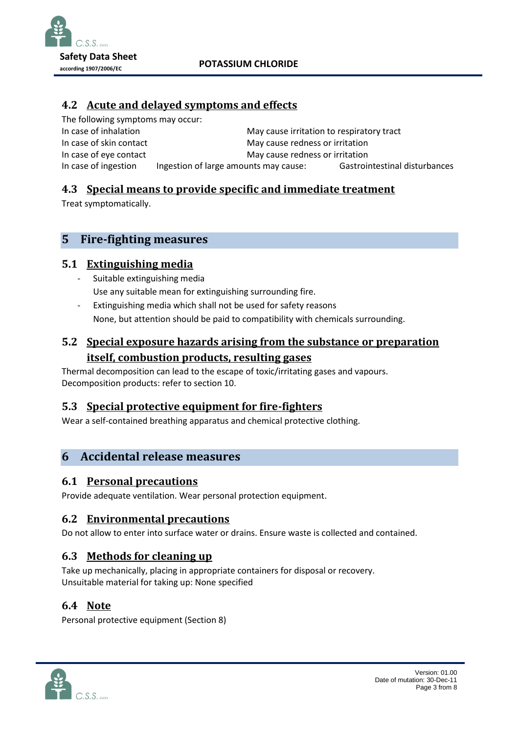## 4.2 Acute and delayed symptoms and effects

The following symptoms may occur:

| | |
|---|---|
| In case of inhalation | May cause irritation to respiratory tract |
| In case of skin contact | May cause redness or irritation |
| In case of eye contact | May cause redness or irritation |
| In case of ingestion | Ingestion of large amounts may cause: Gastrointestinal disturbances |

## 4.3 Special means to provide specific and immediate treatment

Treat symptomatically.

# 5 Fire-fighting measures

## 5.1 Extinguishing media

- Suitable extinguishing media
  Use any suitable mean for extinguishing surrounding fire.
- Extinguishing media which shall not be used for safety reasons
  None, but attention should be paid to compatibility with chemicals surrounding.

## 5.2 Special exposure hazards arising from the substance or preparation itself, combustion products, resulting gases

Thermal decomposition can lead to the escape of toxic/irritating gases and vapours.
Decomposition products: refer to section 10.

## 5.3 Special protective equipment for fire-fighters

Wear a self-contained breathing apparatus and chemical protective clothing.

# 6 Accidental release measures

## 6.1 Personal precautions

Provide adequate ventilation. Wear personal protection equipment.

## 6.2 Environmental precautions

Do not allow to enter into surface water or drains. Ensure waste is collected and contained.

## 6.3 Methods for cleaning up

Take up mechanically, placing in appropriate containers for disposal or recovery.
Unsuitable material for taking up: None specified

## 6.4 Note

Personal protective equipment (Section 8)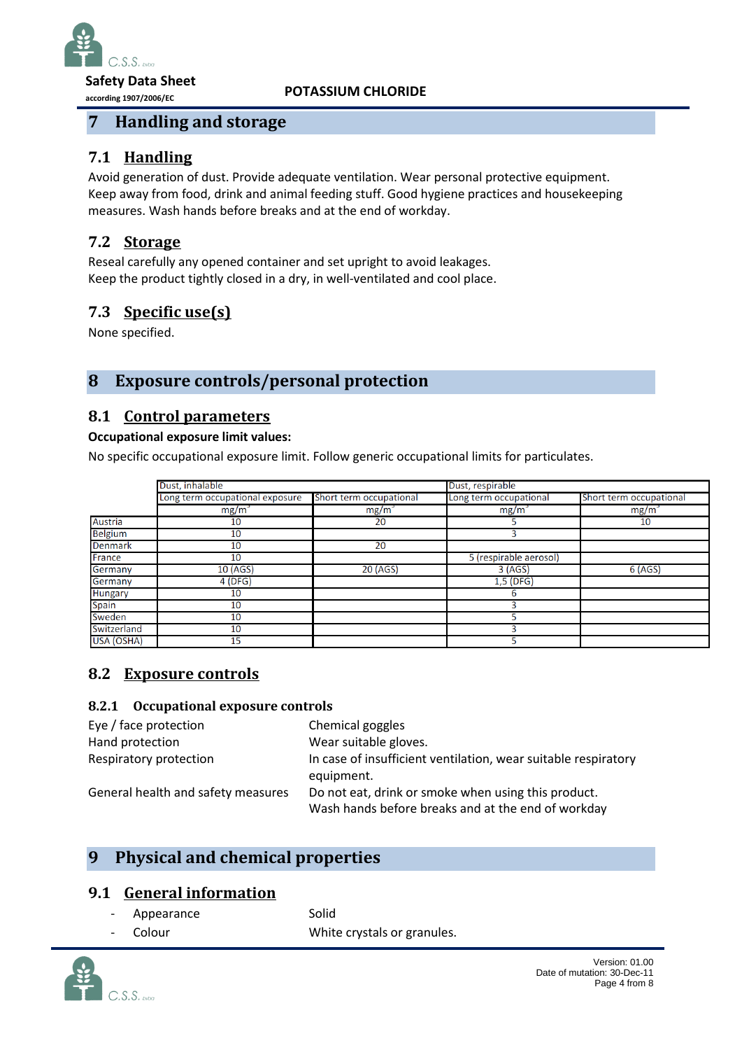# 7 Handling and storage

## 7.1 Handling

Avoid generation of dust. Provide adequate ventilation. Wear personal protective equipment. Keep away from food, drink and animal feeding stuff. Good hygiene practices and housekeeping measures. Wash hands before breaks and at the end of workday.

## 7.2 Storage

Reseal carefully any opened container and set upright to avoid leakages.
Keep the product tightly closed in a dry, in well-ventilated and cool place.

## 7.3 Specific use(s)

None specified.

# 8 Exposure controls/personal protection

## 8.1 Control parameters

**Occupational exposure limit values:**

No specific occupational exposure limit. Follow generic occupational limits for particulates.

| | Dust, inhalable | | Dust, respirable | |
|---|---|---|---|---|
| | Long term occupational exposure | Short term occupational | Long term occupational | Short term occupational |
| | $mg/m^3$ | $mg/m^3$ | $mg/m^3$ | $mg/m^3$ |
| Austria | 10 | 20 | 5 | 10 |
| Belgium | 10 | | 3 | |
| Denmark | 10 | 20 | | |
| France | 10 | | 5 (respirable aerosol) | |
| Germany | 10 (AGS) | 20 (AGS) | 3 (AGS) | 6 (AGS) |
| Germany | 4 (DFG) | | 1,5 (DFG) | |
| Hungary | 10 | | 6 | |
| Spain | 10 | | 3 | |
| Sweden | 10 | | 5 | |
| Switzerland | 10 | | 3 | |
| USA (OSHA) | 15 | | 5 | |

## 8.2 Exposure controls

### 8.2.1 Occupational exposure controls

| | |
|---|---|
| Eye / face protection | Chemical goggles |
| Hand protection | Wear suitable gloves. |
| Respiratory protection | In case of insufficient ventilation, wear suitable respiratory equipment. |
| General health and safety measures | Do not eat, drink or smoke when using this product. Wash hands before breaks and at the end of workday |

# 9 Physical and chemical properties

## 9.1 General information

- Appearance: Solid
- Colour: White crystals or granules.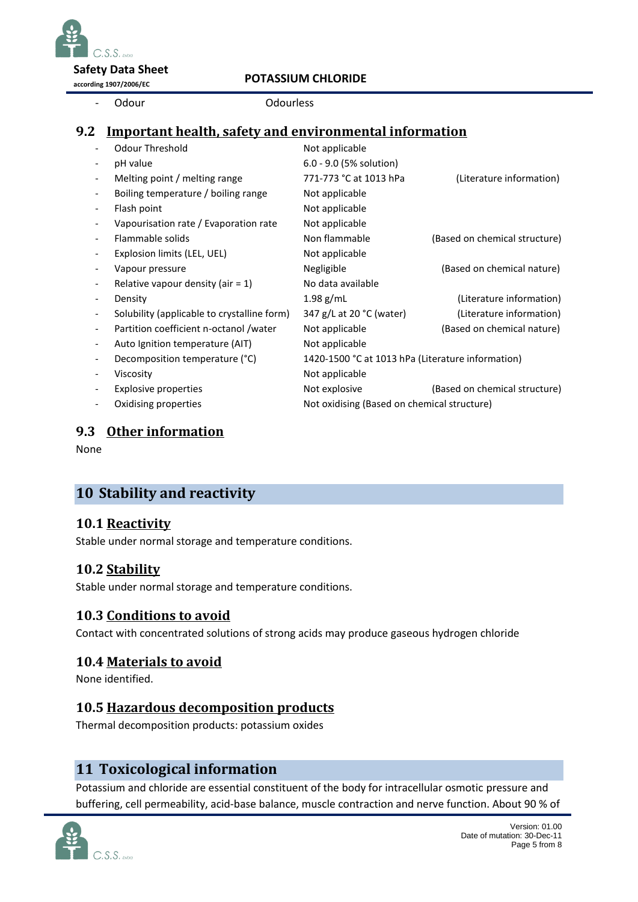- Odour Odourless

## 9.2 Important health, safety and environmental information

| | | |
|---|---|---|
| Odour Threshold | Not applicable | |
| pH value | 6.0 - 9.0 (5% solution) | |
| Melting point / melting range | 771-773 °C at 1013 hPa | (Literature information) |
| Boiling temperature / boiling range | Not applicable | |
| Flash point | Not applicable | |
| Vapourisation rate / Evaporation rate | Not applicable | |
| Flammable solids | Non flammable | (Based on chemical structure) |
| Explosion limits (LEL, UEL) | Not applicable | |
| Vapour pressure | Negligible | (Based on chemical nature) |
| Relative vapour density (air = 1) | No data available | |
| Density | 1.98 g/mL | (Literature information) |
| Solubility (applicable to crystalline form) | 347 g/L at 20 °C (water) | (Literature information) |
| Partition coefficient n-octanol /water | Not applicable | (Based on chemical nature) |
| Auto Ignition temperature (AIT) | Not applicable | |
| Decomposition temperature (°C) | 1420-1500 °C at 1013 hPa (Literature information) | |
| Viscosity | Not applicable | |
| Explosive properties | Not explosive | (Based on chemical structure) |
| Oxidising properties | Not oxidising (Based on chemical structure) | |

## 9.3 Other information

None

# 10 Stability and reactivity

## 10.1 Reactivity

Stable under normal storage and temperature conditions.

## 10.2 Stability

Stable under normal storage and temperature conditions.

## 10.3 Conditions to avoid

Contact with concentrated solutions of strong acids may produce gaseous hydrogen chloride

## 10.4 Materials to avoid

None identified.

## 10.5 Hazardous decomposition products

Thermal decomposition products: potassium oxides

# 11 Toxicological information

Potassium and chloride are essential constituent of the body for intracellular osmotic pressure and buffering, cell permeability, acid-base balance, muscle contraction and nerve function. About 90 % of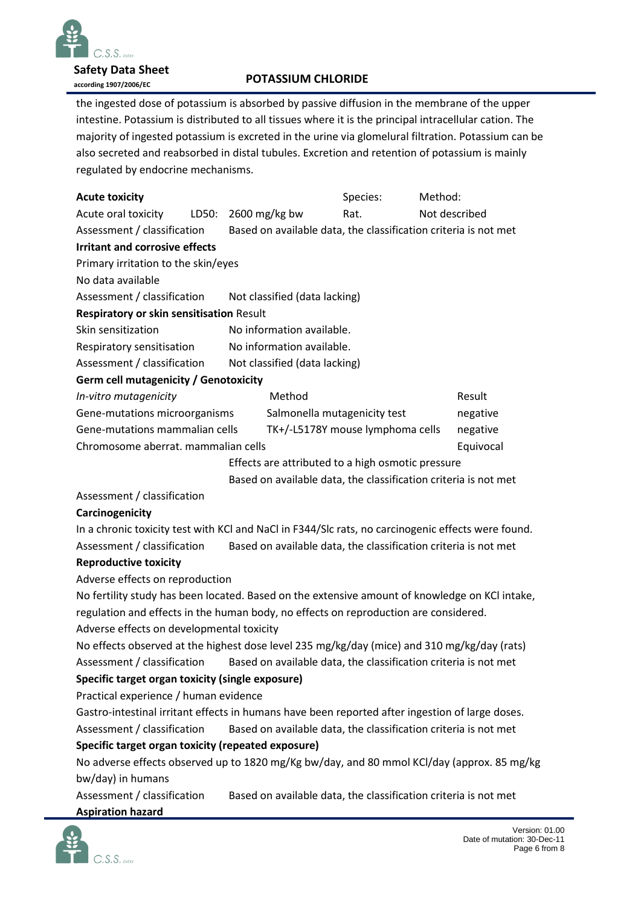the ingested dose of potassium is absorbed by passive diffusion in the membrane of the upper intestine. Potassium is distributed to all tissues where it is the principal intracellular cation. The majority of ingested potassium is excreted in the urine via glomelural filtration. Potassium can be also secreted and reabsorbed in distal tubules. Excretion and retention of potassium is mainly regulated by endocrine mechanisms.

**Acute toxicity**

| | | Species: | Method: |
|---|---|---|---|
| Acute oral toxicity LD50: | 2600 mg/kg bw | Rat. | Not described |

Assessment / classification: Based on available data, the classification criteria is not met

**Irritant and corrosive effects**

Primary irritation to the skin/eyes

No data available

Assessment / classification: Not classified (data lacking)

**Respiratory or skin sensitisation** Result

| | |
|---|---|
| Skin sensitization | No information available. |
| Respiratory sensitisation | No information available. |
| Assessment / classification | Not classified (data lacking) |

**Germ cell mutagenicity / Genotoxicity**

| *In-vitro mutagenicity* | Method | Result |
|---|---|---|
| Gene-mutations microorganisms | Salmonella mutagenicity test | negative |
| Gene-mutations mammalian cells | TK+/-L5178Y mouse lymphoma cells | negative |
| Chromosome aberrat. mammalian cells | | Equivocal |

Effects are attributed to a high osmotic pressure

Based on available data, the classification criteria is not met

Assessment / classification

**Carcinogenicity**

In a chronic toxicity test with KCl and NaCl in F344/Slc rats, no carcinogenic effects were found.

Assessment / classification: Based on available data, the classification criteria is not met

**Reproductive toxicity**

Adverse effects on reproduction

No fertility study has been located. Based on the extensive amount of knowledge on KCl intake, regulation and effects in the human body, no effects on reproduction are considered.

Adverse effects on developmental toxicity

No effects observed at the highest dose level 235 mg/kg/day (mice) and 310 mg/kg/day (rats)

Assessment / classification: Based on available data, the classification criteria is not met

**Specific target organ toxicity (single exposure)**

Practical experience / human evidence

Gastro-intestinal irritant effects in humans have been reported after ingestion of large doses.

Assessment / classification: Based on available data, the classification criteria is not met

**Specific target organ toxicity (repeated exposure)**

No adverse effects observed up to 1820 mg/Kg bw/day, and 80 mmol KCl/day (approx. 85 mg/kg bw/day) in humans

Assessment / classification: Based on available data, the classification criteria is not met

**Aspiration hazard**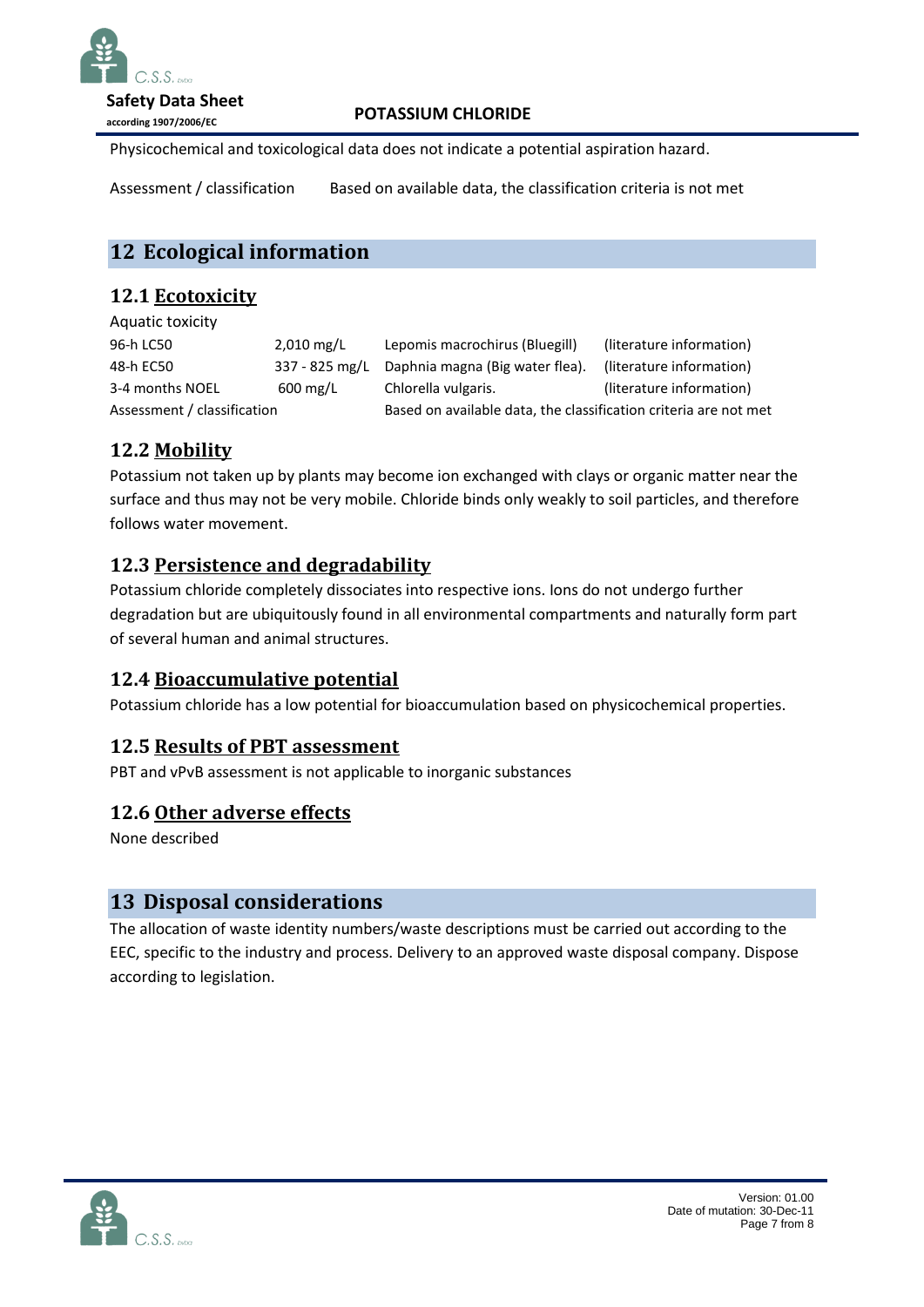Physicochemical and toxicological data does not indicate a potential aspiration hazard.

Assessment / classification Based on available data, the classification criteria is not met

## 12 Ecological information

### 12.1 Ecotoxicity

Aquatic toxicity

| | | | |
|---|---|---|---|
| 96-h LC50 | 2,010 mg/L | Lepomis macrochirus (Bluegill) | (literature information) |
| 48-h EC50 | 337 - 825 mg/L | Daphnia magna (Big water flea). | (literature information) |
| 3-4 months NOEL | 600 mg/L | Chlorella vulgaris. | (literature information) |
| Assessment / classification | | Based on available data, the classification criteria are not met | |

### 12.2 Mobility

Potassium not taken up by plants may become ion exchanged with clays or organic matter near the surface and thus may not be very mobile. Chloride binds only weakly to soil particles, and therefore follows water movement.

### 12.3 Persistence and degradability

Potassium chloride completely dissociates into respective ions. Ions do not undergo further degradation but are ubiquitously found in all environmental compartments and naturally form part of several human and animal structures.

### 12.4 Bioaccumulative potential

Potassium chloride has a low potential for bioaccumulation based on physicochemical properties.

### 12.5 Results of PBT assessment

PBT and vPvB assessment is not applicable to inorganic substances

### 12.6 Other adverse effects

None described

## 13 Disposal considerations

The allocation of waste identity numbers/waste descriptions must be carried out according to the EEC, specific to the industry and process. Delivery to an approved waste disposal company. Dispose according to legislation.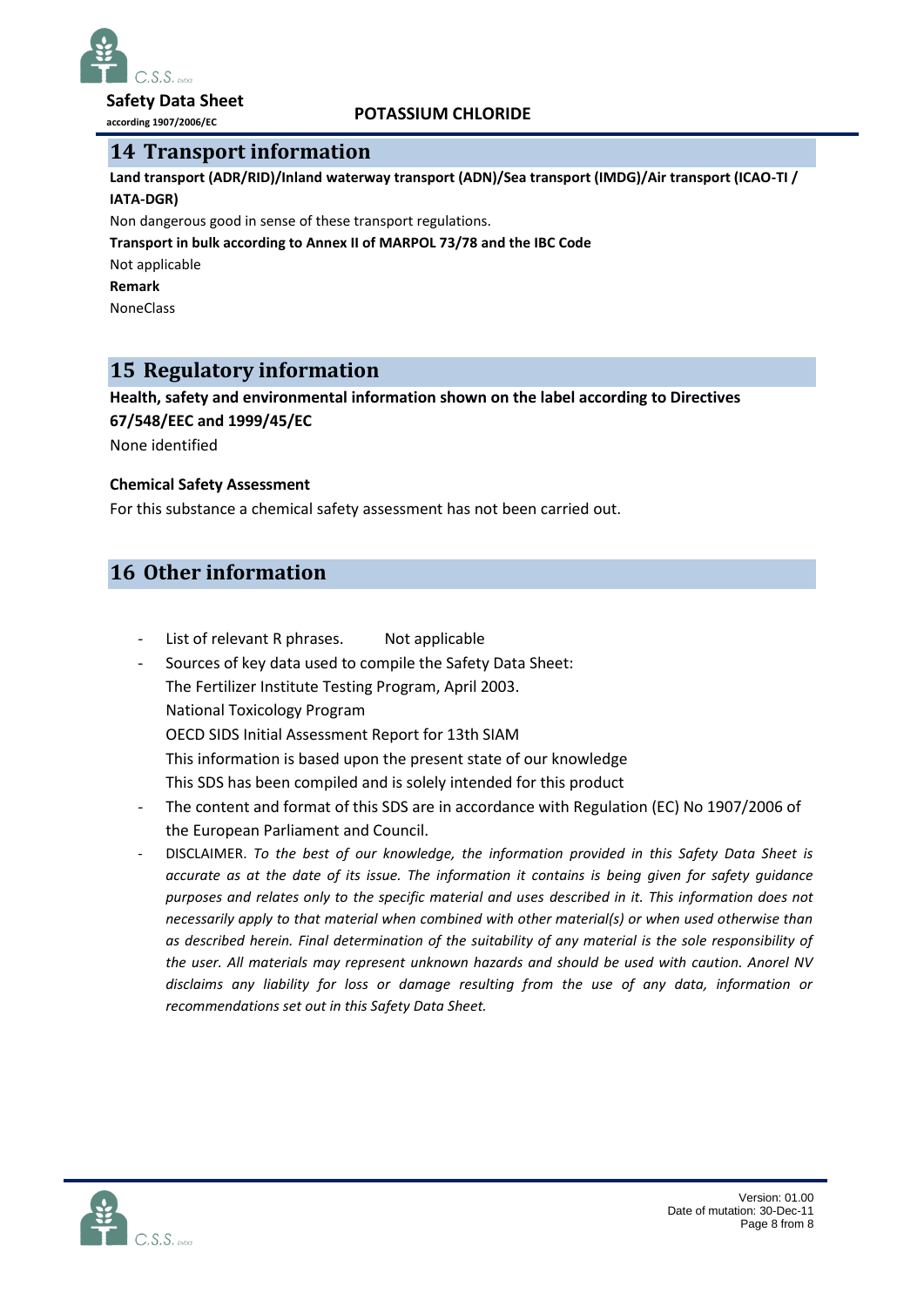## 14 Transport information

**Land transport (ADR/RID)/Inland waterway transport (ADN)/Sea transport (IMDG)/Air transport (ICAO-TI / IATA-DGR)**

Non dangerous good in sense of these transport regulations.

**Transport in bulk according to Annex II of MARPOL 73/78 and the IBC Code**

Not applicable

**Remark**

NoneClass

## 15 Regulatory information

**Health, safety and environmental information shown on the label according to Directives 67/548/EEC and 1999/45/EC**

None identified

**Chemical Safety Assessment**

For this substance a chemical safety assessment has not been carried out.

## 16 Other information

- List of relevant R phrases. Not applicable
- Sources of key data used to compile the Safety Data Sheet:
  The Fertilizer Institute Testing Program, April 2003.
  National Toxicology Program
  OECD SIDS Initial Assessment Report for 13th SIAM
  This information is based upon the present state of our knowledge
  This SDS has been compiled and is solely intended for this product
- The content and format of this SDS are in accordance with Regulation (EC) No 1907/2006 of the European Parliament and Council.
- DISCLAIMER. *To the best of our knowledge, the information provided in this Safety Data Sheet is accurate as at the date of its issue. The information it contains is being given for safety guidance purposes and relates only to the specific material and uses described in it. This information does not necessarily apply to that material when combined with other material(s) or when used otherwise than as described herein. Final determination of the suitability of any material is the sole responsibility of the user. All materials may represent unknown hazards and should be used with caution. Anorel NV disclaims any liability for loss or damage resulting from the use of any data, information or recommendations set out in this Safety Data Sheet.*